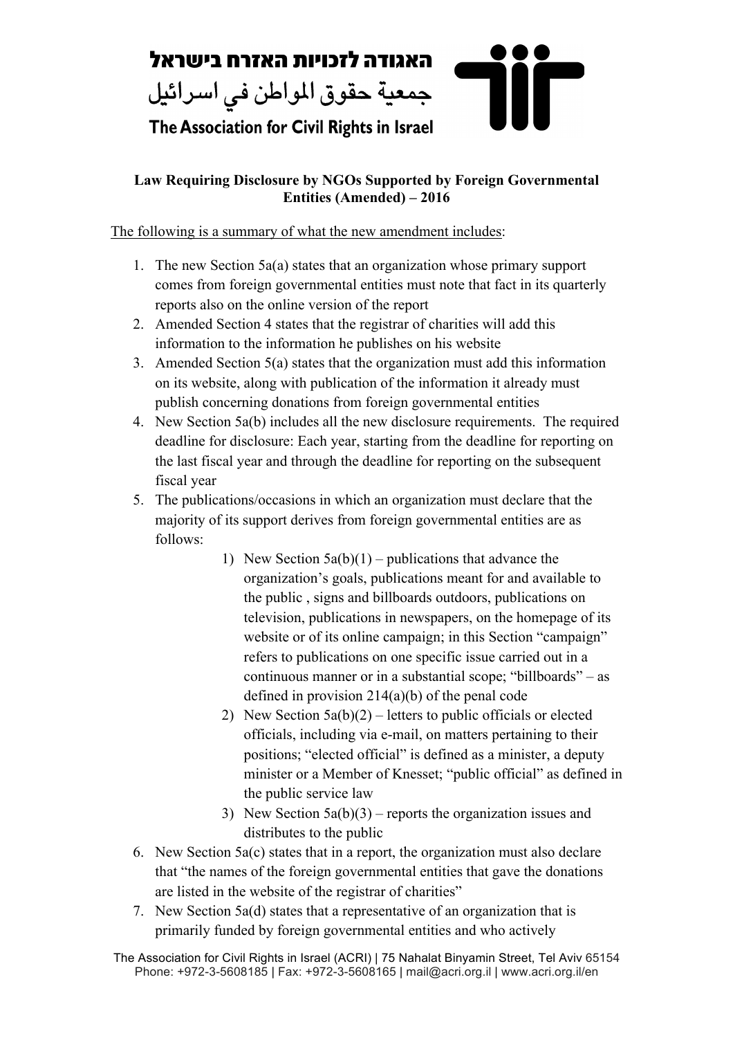האגודה לזכויות האזרח בישראל

جمعية حقوق المواطن في اسرائيل

The Association for Civil Rights in Israel

**Law Requiring Disclosure by NGOs Supported by Foreign Governmental Entities (Amended) – 2016**

The following is a summary of what the new amendment includes:

1. The new Section 5a(a) states that an organization whose primary support comes from foreign governmental entities must note that fact in its quarterly reports also on the online version of the report
2. Amended Section 4 states that the registrar of charities will add this information to the information he publishes on his website
3. Amended Section 5(a) states that the organization must add this information on its website, along with publication of the information it already must publish concerning donations from foreign governmental entities
4. New Section 5a(b) includes all the new disclosure requirements. The required deadline for disclosure: Each year, starting from the deadline for reporting on the last fiscal year and through the deadline for reporting on the subsequent fiscal year
5. The publications/occasions in which an organization must declare that the majority of its support derives from foreign governmental entities are as follows:
   1) New Section 5a(b)(1) – publications that advance the organization's goals, publications meant for and available to the public , signs and billboards outdoors, publications on television, publications in newspapers, on the homepage of its website or of its online campaign; in this Section "campaign" refers to publications on one specific issue carried out in a continuous manner or in a substantial scope; "billboards" – as defined in provision 214(a)(b) of the penal code
   2) New Section 5a(b)(2) – letters to public officials or elected officials, including via e-mail, on matters pertaining to their positions; "elected official" is defined as a minister, a deputy minister or a Member of Knesset; "public official" as defined in the public service law
   3) New Section 5a(b)(3) – reports the organization issues and distributes to the public
6. New Section 5a(c) states that in a report, the organization must also declare that "the names of the foreign governmental entities that gave the donations are listed in the website of the registrar of charities"
7. New Section 5a(d) states that a representative of an organization that is primarily funded by foreign governmental entities and who actively

The Association for Civil Rights in Israel (ACRI) | 75 Nahalat Binyamin Street, Tel Aviv 65154
Phone: +972-3-5608185 | Fax: +972-3-5608165 | mail@acri.org.il | www.acri.org.il/en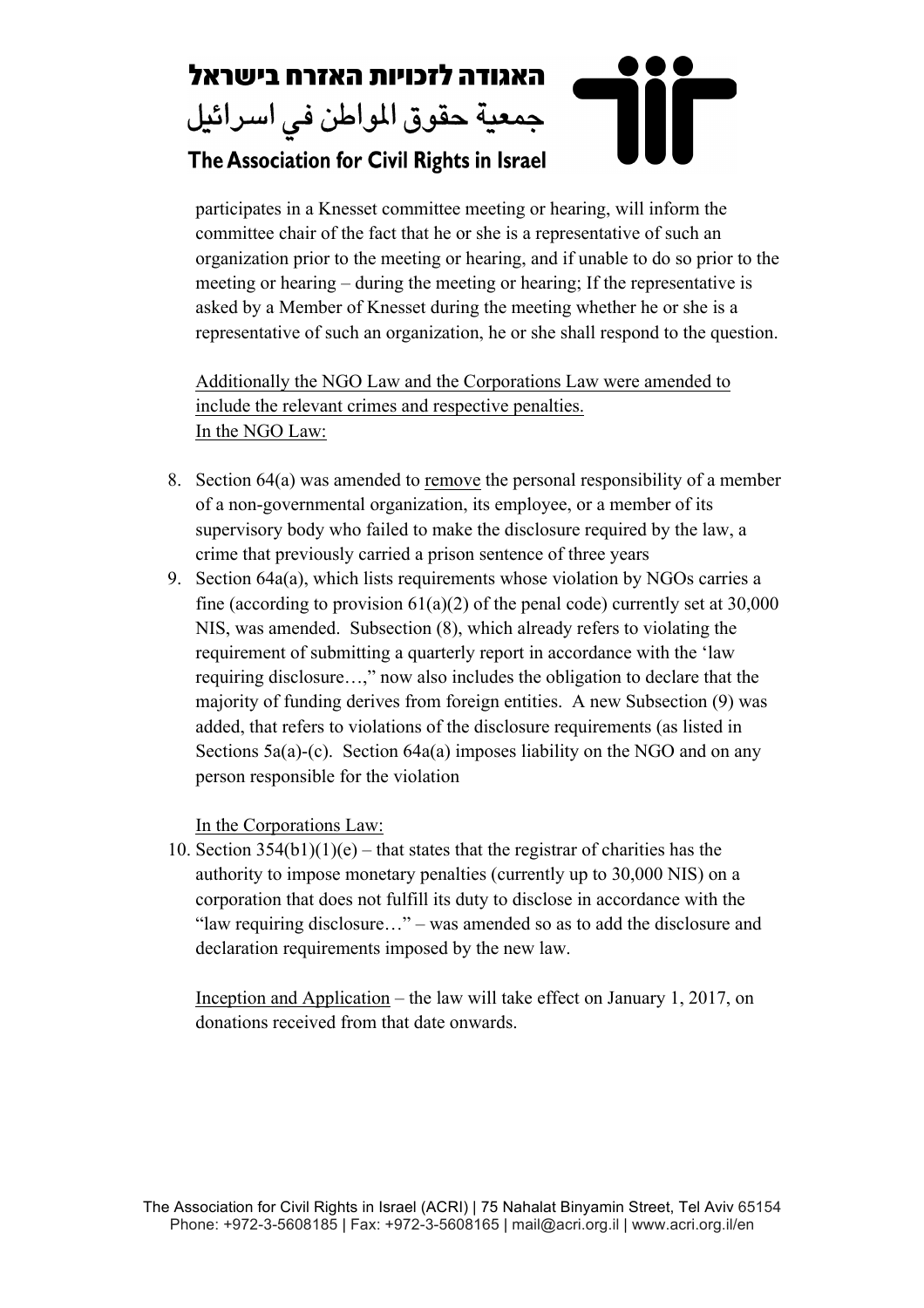participates in a Knesset committee meeting or hearing, will inform the committee chair of the fact that he or she is a representative of such an organization prior to the meeting or hearing, and if unable to do so prior to the meeting or hearing – during the meeting or hearing; If the representative is asked by a Member of Knesset during the meeting whether he or she is a representative of such an organization, he or she shall respond to the question.

Additionally the NGO Law and the Corporations Law were amended to include the relevant crimes and respective penalties.
In the NGO Law:

8. Section 64(a) was amended to remove the personal responsibility of a member of a non-governmental organization, its employee, or a member of its supervisory body who failed to make the disclosure required by the law, a crime that previously carried a prison sentence of three years
9. Section 64a(a), which lists requirements whose violation by NGOs carries a fine (according to provision 61(a)(2) of the penal code) currently set at 30,000 NIS, was amended. Subsection (8), which already refers to violating the requirement of submitting a quarterly report in accordance with the 'law requiring disclosure…," now also includes the obligation to declare that the majority of funding derives from foreign entities. A new Subsection (9) was added, that refers to violations of the disclosure requirements (as listed in Sections 5a(a)-(c). Section 64a(a) imposes liability on the NGO and on any person responsible for the violation

In the Corporations Law:

10. Section 354(b1)(1)(e) – that states that the registrar of charities has the authority to impose monetary penalties (currently up to 30,000 NIS) on a corporation that does not fulfill its duty to disclose in accordance with the "law requiring disclosure…" – was amended so as to add the disclosure and declaration requirements imposed by the new law.

Inception and Application – the law will take effect on January 1, 2017, on donations received from that date onwards.